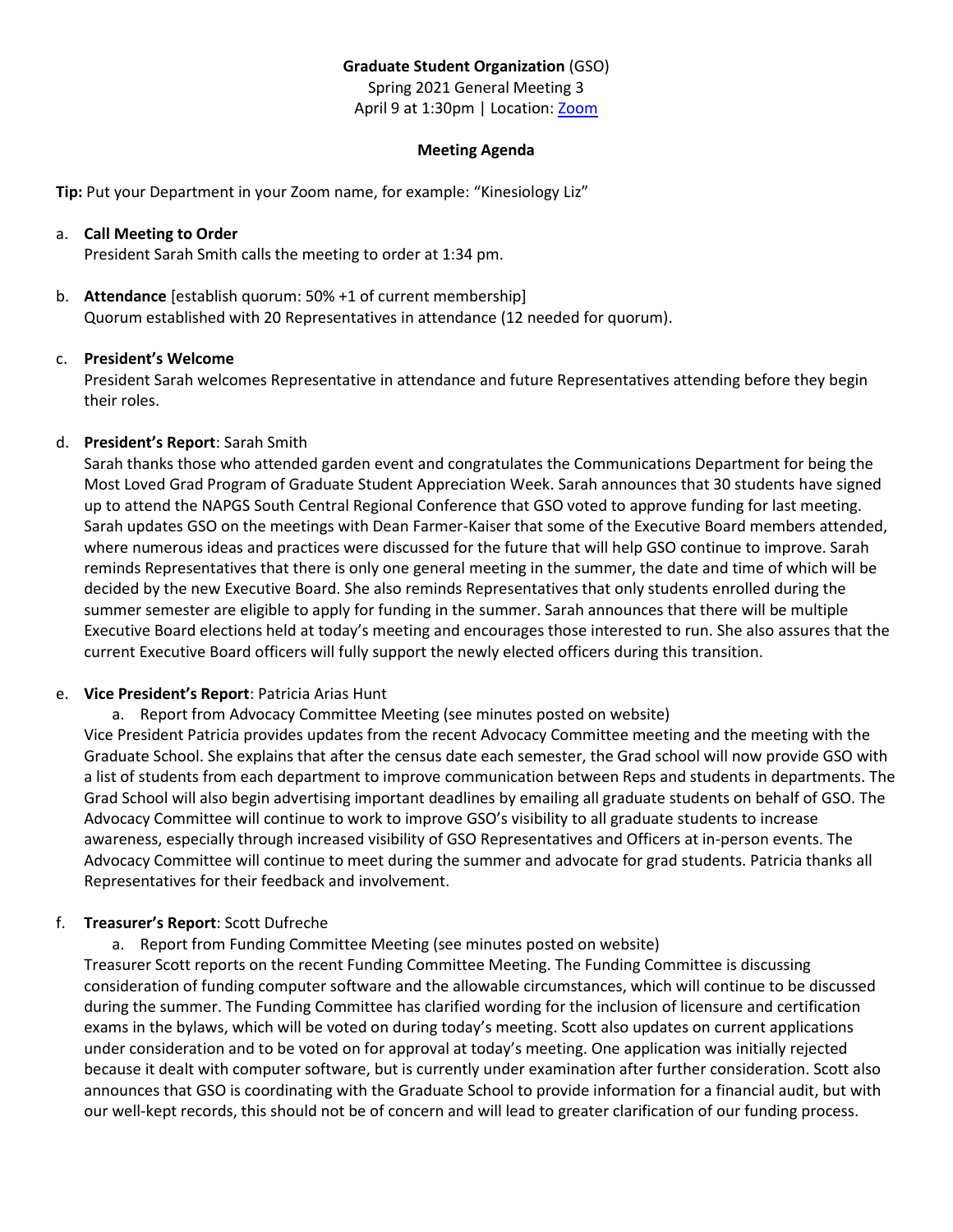**Graduate Student Organization** (GSO)

Spring 2021 General Meeting 3

April 9 at 1:30pm | Location: [Zoom]

**Meeting Agenda**

**Tip:** Put your Department in your Zoom name, for example: "Kinesiology Liz"

a. **Call Meeting to Order**
   President Sarah Smith calls the meeting to order at 1:34 pm.

b. **Attendance** [establish quorum: 50% +1 of current membership]
   Quorum established with 20 Representatives in attendance (12 needed for quorum).

c. **President's Welcome**
   President Sarah welcomes Representative in attendance and future Representatives attending before they begin their roles.

d. **President's Report**: Sarah Smith
   Sarah thanks those who attended garden event and congratulates the Communications Department for being the Most Loved Grad Program of Graduate Student Appreciation Week. Sarah announces that 30 students have signed up to attend the NAPGS South Central Regional Conference that GSO voted to approve funding for last meeting. Sarah updates GSO on the meetings with Dean Farmer-Kaiser that some of the Executive Board members attended, where numerous ideas and practices were discussed for the future that will help GSO continue to improve. Sarah reminds Representatives that there is only one general meeting in the summer, the date and time of which will be decided by the new Executive Board. She also reminds Representatives that only students enrolled during the summer semester are eligible to apply for funding in the summer. Sarah announces that there will be multiple Executive Board elections held at today's meeting and encourages those interested to run. She also assures that the current Executive Board officers will fully support the newly elected officers during this transition.

e. **Vice President's Report**: Patricia Arias Hunt
   a. Report from Advocacy Committee Meeting (see minutes posted on website)

   Vice President Patricia provides updates from the recent Advocacy Committee meeting and the meeting with the Graduate School. She explains that after the census date each semester, the Grad school will now provide GSO with a list of students from each department to improve communication between Reps and students in departments. The Grad School will also begin advertising important deadlines by emailing all graduate students on behalf of GSO. The Advocacy Committee will continue to work to improve GSO's visibility to all graduate students to increase awareness, especially through increased visibility of GSO Representatives and Officers at in-person events. The Advocacy Committee will continue to meet during the summer and advocate for grad students. Patricia thanks all Representatives for their feedback and involvement.

f. **Treasurer's Report**: Scott Dufreche
   a. Report from Funding Committee Meeting (see minutes posted on website)

   Treasurer Scott reports on the recent Funding Committee Meeting. The Funding Committee is discussing consideration of funding computer software and the allowable circumstances, which will continue to be discussed during the summer. The Funding Committee has clarified wording for the inclusion of licensure and certification exams in the bylaws, which will be voted on during today's meeting. Scott also updates on current applications under consideration and to be voted on for approval at today's meeting. One application was initially rejected because it dealt with computer software, but is currently under examination after further consideration. Scott also announces that GSO is coordinating with the Graduate School to provide information for a financial audit, but with our well-kept records, this should not be of concern and will lead to greater clarification of our funding process.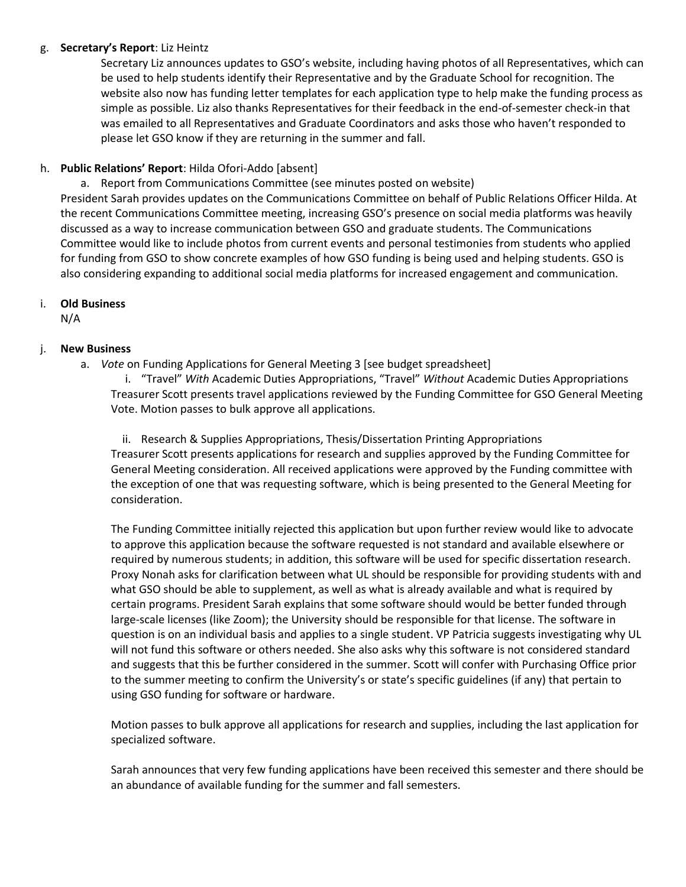g. **Secretary's Report**: Liz Heintz

Secretary Liz announces updates to GSO's website, including having photos of all Representatives, which can be used to help students identify their Representative and by the Graduate School for recognition. The website also now has funding letter templates for each application type to help make the funding process as simple as possible. Liz also thanks Representatives for their feedback in the end-of-semester check-in that was emailed to all Representatives and Graduate Coordinators and asks those who haven't responded to please let GSO know if they are returning in the summer and fall.

h. **Public Relations' Report**: Hilda Ofori-Addo [absent]

a. Report from Communications Committee (see minutes posted on website)

President Sarah provides updates on the Communications Committee on behalf of Public Relations Officer Hilda. At the recent Communications Committee meeting, increasing GSO's presence on social media platforms was heavily discussed as a way to increase communication between GSO and graduate students. The Communications Committee would like to include photos from current events and personal testimonies from students who applied for funding from GSO to show concrete examples of how GSO funding is being used and helping students. GSO is also considering expanding to additional social media platforms for increased engagement and communication.

i. **Old Business**

N/A

j. **New Business**

a. *Vote* on Funding Applications for General Meeting 3 [see budget spreadsheet]

i. "Travel" *With* Academic Duties Appropriations, "Travel" *Without* Academic Duties Appropriations

Treasurer Scott presents travel applications reviewed by the Funding Committee for GSO General Meeting Vote. Motion passes to bulk approve all applications.

ii. Research & Supplies Appropriations, Thesis/Dissertation Printing Appropriations

Treasurer Scott presents applications for research and supplies approved by the Funding Committee for General Meeting consideration. All received applications were approved by the Funding committee with the exception of one that was requesting software, which is being presented to the General Meeting for consideration.

The Funding Committee initially rejected this application but upon further review would like to advocate to approve this application because the software requested is not standard and available elsewhere or required by numerous students; in addition, this software will be used for specific dissertation research. Proxy Nonah asks for clarification between what UL should be responsible for providing students with and what GSO should be able to supplement, as well as what is already available and what is required by certain programs. President Sarah explains that some software should would be better funded through large-scale licenses (like Zoom); the University should be responsible for that license. The software in question is on an individual basis and applies to a single student. VP Patricia suggests investigating why UL will not fund this software or others needed. She also asks why this software is not considered standard and suggests that this be further considered in the summer. Scott will confer with Purchasing Office prior to the summer meeting to confirm the University's or state's specific guidelines (if any) that pertain to using GSO funding for software or hardware.

Motion passes to bulk approve all applications for research and supplies, including the last application for specialized software.

Sarah announces that very few funding applications have been received this semester and there should be an abundance of available funding for the summer and fall semesters.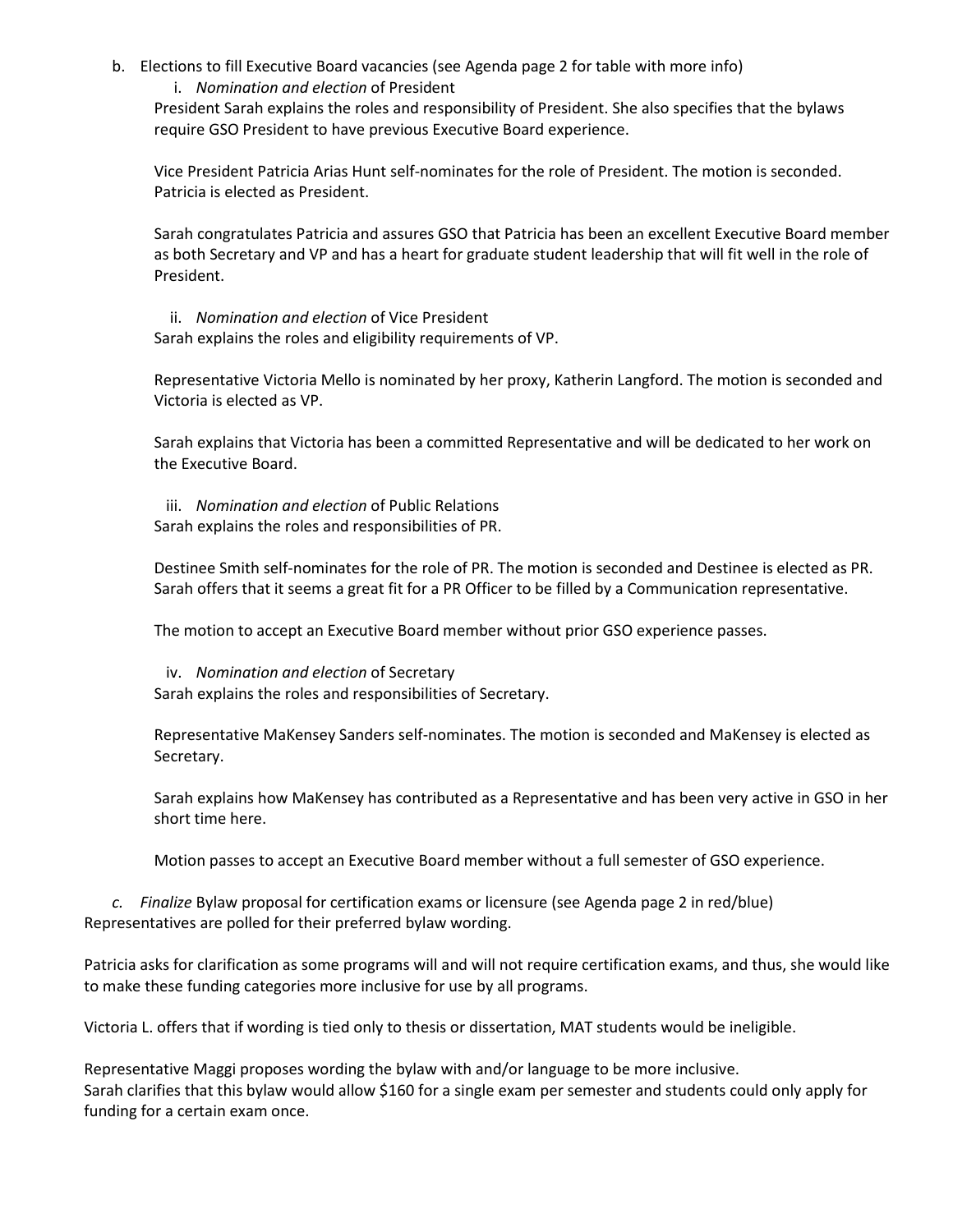b. Elections to fill Executive Board vacancies (see Agenda page 2 for table with more info)

   i. *Nomination and election* of President

   President Sarah explains the roles and responsibility of President. She also specifies that the bylaws require GSO President to have previous Executive Board experience.

   Vice President Patricia Arias Hunt self-nominates for the role of President. The motion is seconded. Patricia is elected as President.

   Sarah congratulates Patricia and assures GSO that Patricia has been an excellent Executive Board member as both Secretary and VP and has a heart for graduate student leadership that will fit well in the role of President.

   ii. *Nomination and election* of Vice President

   Sarah explains the roles and eligibility requirements of VP.

   Representative Victoria Mello is nominated by her proxy, Katherin Langford. The motion is seconded and Victoria is elected as VP.

   Sarah explains that Victoria has been a committed Representative and will be dedicated to her work on the Executive Board.

   iii. *Nomination and election* of Public Relations

   Sarah explains the roles and responsibilities of PR.

   Destinee Smith self-nominates for the role of PR. The motion is seconded and Destinee is elected as PR. Sarah offers that it seems a great fit for a PR Officer to be filled by a Communication representative.

   The motion to accept an Executive Board member without prior GSO experience passes.

   iv. *Nomination and election* of Secretary

   Sarah explains the roles and responsibilities of Secretary.

   Representative MaKensey Sanders self-nominates. The motion is seconded and MaKensey is elected as Secretary.

   Sarah explains how MaKensey has contributed as a Representative and has been very active in GSO in her short time here.

   Motion passes to accept an Executive Board member without a full semester of GSO experience.

*c. Finalize* Bylaw proposal for certification exams or licensure (see Agenda page 2 in red/blue)

Representatives are polled for their preferred bylaw wording.

Patricia asks for clarification as some programs will and will not require certification exams, and thus, she would like to make these funding categories more inclusive for use by all programs.

Victoria L. offers that if wording is tied only to thesis or dissertation, MAT students would be ineligible.

Representative Maggi proposes wording the bylaw with and/or language to be more inclusive.
Sarah clarifies that this bylaw would allow $160 for a single exam per semester and students could only apply for funding for a certain exam once.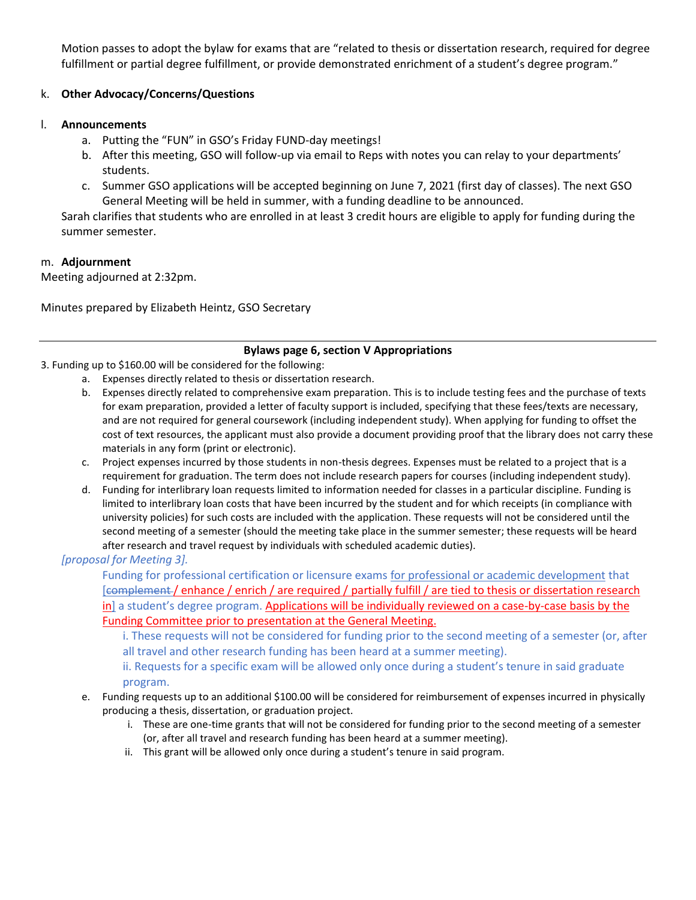Motion passes to adopt the bylaw for exams that are "related to thesis or dissertation research, required for degree fulfillment or partial degree fulfillment, or provide demonstrated enrichment of a student's degree program."

k. **Other Advocacy/Concerns/Questions**

l. **Announcements**

   a. Putting the "FUN" in GSO's Friday FUND-day meetings!
   b. After this meeting, GSO will follow-up via email to Reps with notes you can relay to your departments' students.
   c. Summer GSO applications will be accepted beginning on June 7, 2021 (first day of classes). The next GSO General Meeting will be held in summer, with a funding deadline to be announced.

Sarah clarifies that students who are enrolled in at least 3 credit hours are eligible to apply for funding during the summer semester.

m. **Adjournment**

Meeting adjourned at 2:32pm.

Minutes prepared by Elizabeth Heintz, GSO Secretary

---

**Bylaws page 6, section V Appropriations**

3. Funding up to $160.00 will be considered for the following:

   a. Expenses directly related to thesis or dissertation research.
   b. Expenses directly related to comprehensive exam preparation. This is to include testing fees and the purchase of texts for exam preparation, provided a letter of faculty support is included, specifying that these fees/texts are necessary, and are not required for general coursework (including independent study). When applying for funding to offset the cost of text resources, the applicant must also provide a document providing proof that the library does not carry these materials in any form (print or electronic).
   c. Project expenses incurred by those students in non-thesis degrees. Expenses must be related to a project that is a requirement for graduation. The term does not include research papers for courses (including independent study).
   d. Funding for interlibrary loan requests limited to information needed for classes in a particular discipline. Funding is limited to interlibrary loan costs that have been incurred by the student and for which receipts (in compliance with university policies) for such costs are included with the application. These requests will not be considered until the second meeting of a semester (should the meeting take place in the summer semester; these requests will be heard after research and travel request by individuals with scheduled academic duties).

   *[proposal for Meeting 3].*

   Funding for professional certification or licensure exams for professional or academic development that [~~complement~~ / enhance / enrich / are required / partially fulfill / are tied to thesis or dissertation research in] a student's degree program. Applications will be individually reviewed on a case-by-case basis by the Funding Committee prior to presentation at the General Meeting.

      i. These requests will not be considered for funding prior to the second meeting of a semester (or, after all travel and other research funding has been heard at a summer meeting).
      ii. Requests for a specific exam will be allowed only once during a student's tenure in said graduate program.

   e. Funding requests up to an additional $100.00 will be considered for reimbursement of expenses incurred in physically producing a thesis, dissertation, or graduation project.

      i. These are one-time grants that will not be considered for funding prior to the second meeting of a semester (or, after all travel and research funding has been heard at a summer meeting).
      ii. This grant will be allowed only once during a student's tenure in said program.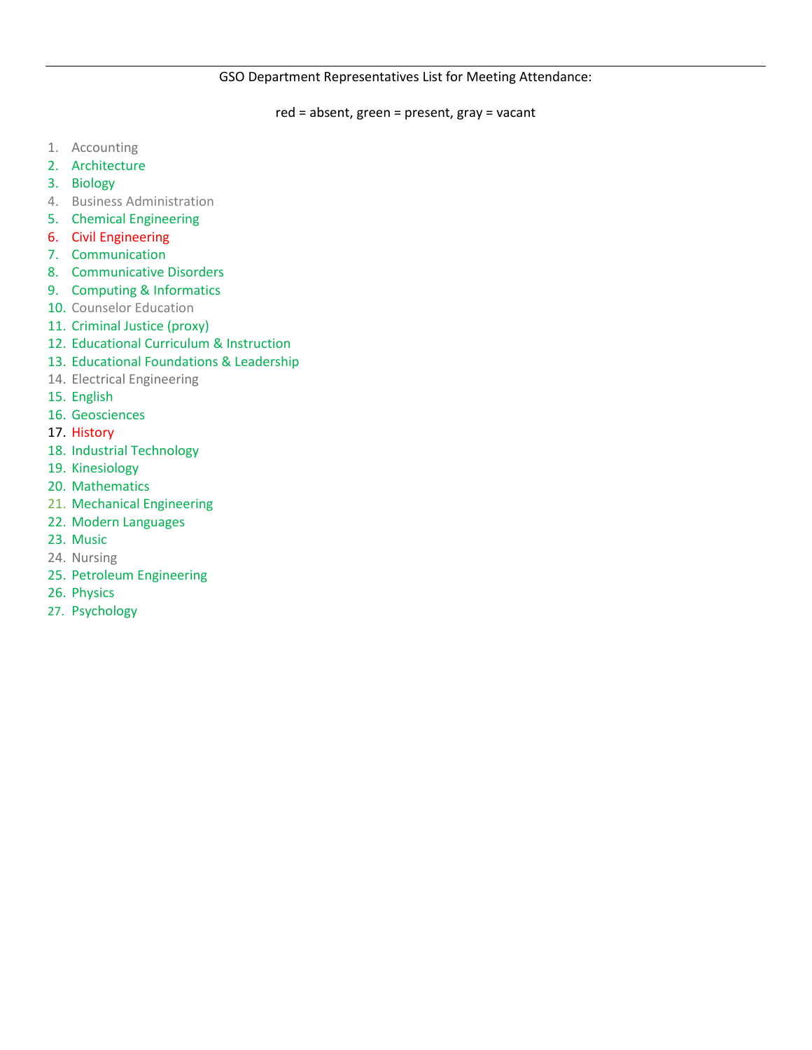GSO Department Representatives List for Meeting Attendance:

red = absent, green = present, gray = vacant

1. Accounting
2. Architecture
3. Biology
4. Business Administration
5. Chemical Engineering
6. Civil Engineering
7. Communication
8. Communicative Disorders
9. Computing & Informatics
10. Counselor Education
11. Criminal Justice (proxy)
12. Educational Curriculum & Instruction
13. Educational Foundations & Leadership
14. Electrical Engineering
15. English
16. Geosciences
17. History
18. Industrial Technology
19. Kinesiology
20. Mathematics
21. Mechanical Engineering
22. Modern Languages
23. Music
24. Nursing
25. Petroleum Engineering
26. Physics
27. Psychology